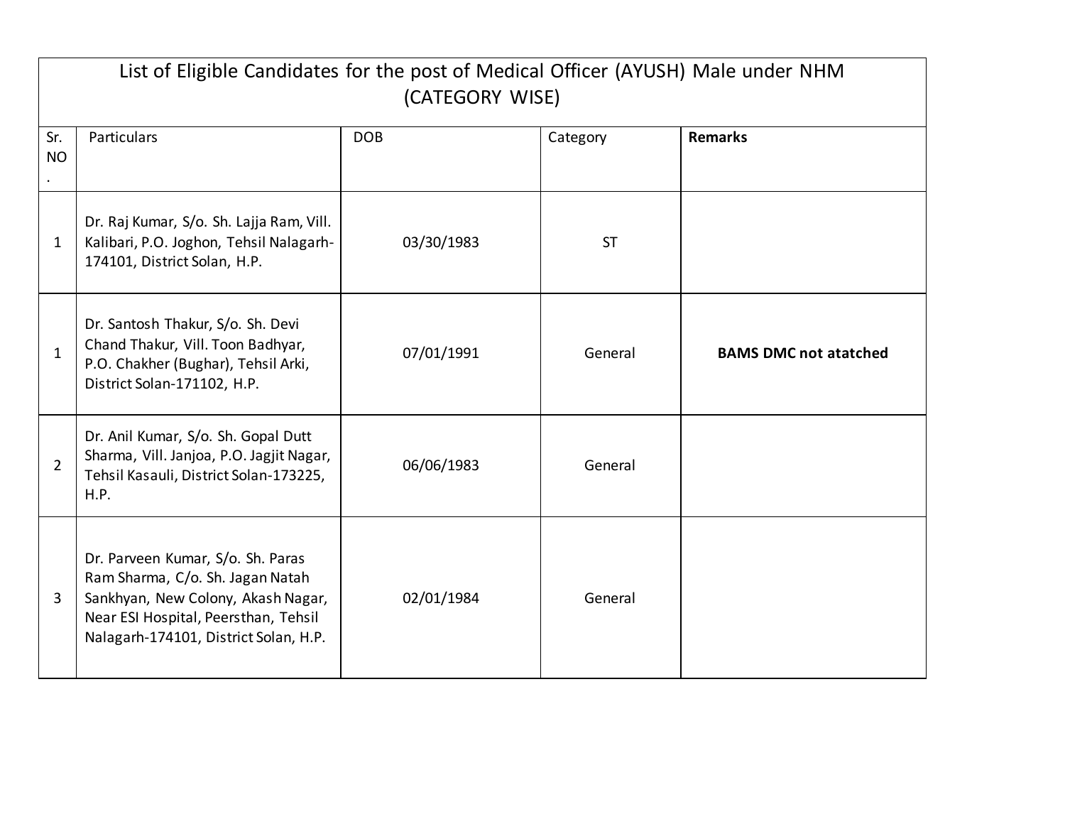| List of Eligible Candidates for the post of Medical Officer (AYUSH) Male under NHM (CATEGORY WISE) | | | | |
|---|---|---|---|---|
| Sr. NO. | Particulars | DOB | Category | **Remarks** |
| 1 | Dr. Raj Kumar, S/o. Sh. Lajja Ram, Vill. Kalibari, P.O. Joghon, Tehsil Nalagarh-174101, District Solan, H.P. | 03/30/1983 | ST | |
| 1 | Dr. Santosh Thakur, S/o. Sh. Devi Chand Thakur, Vill. Toon Badhyar, P.O. Chakher (Bughar), Tehsil Arki, District Solan-171102, H.P. | 07/01/1991 | General | **BAMS DMC not atatched** |
| 2 | Dr. Anil Kumar, S/o. Sh. Gopal Dutt Sharma, Vill. Janjoa, P.O. Jagjit Nagar, Tehsil Kasauli, District Solan-173225, H.P. | 06/06/1983 | General | |
| 3 | Dr. Parveen Kumar, S/o. Sh. Paras Ram Sharma, C/o. Sh. Jagan Natah Sankhyan, New Colony, Akash Nagar, Near ESI Hospital, Peersthan, Tehsil Nalagarh-174101, District Solan, H.P. | 02/01/1984 | General | |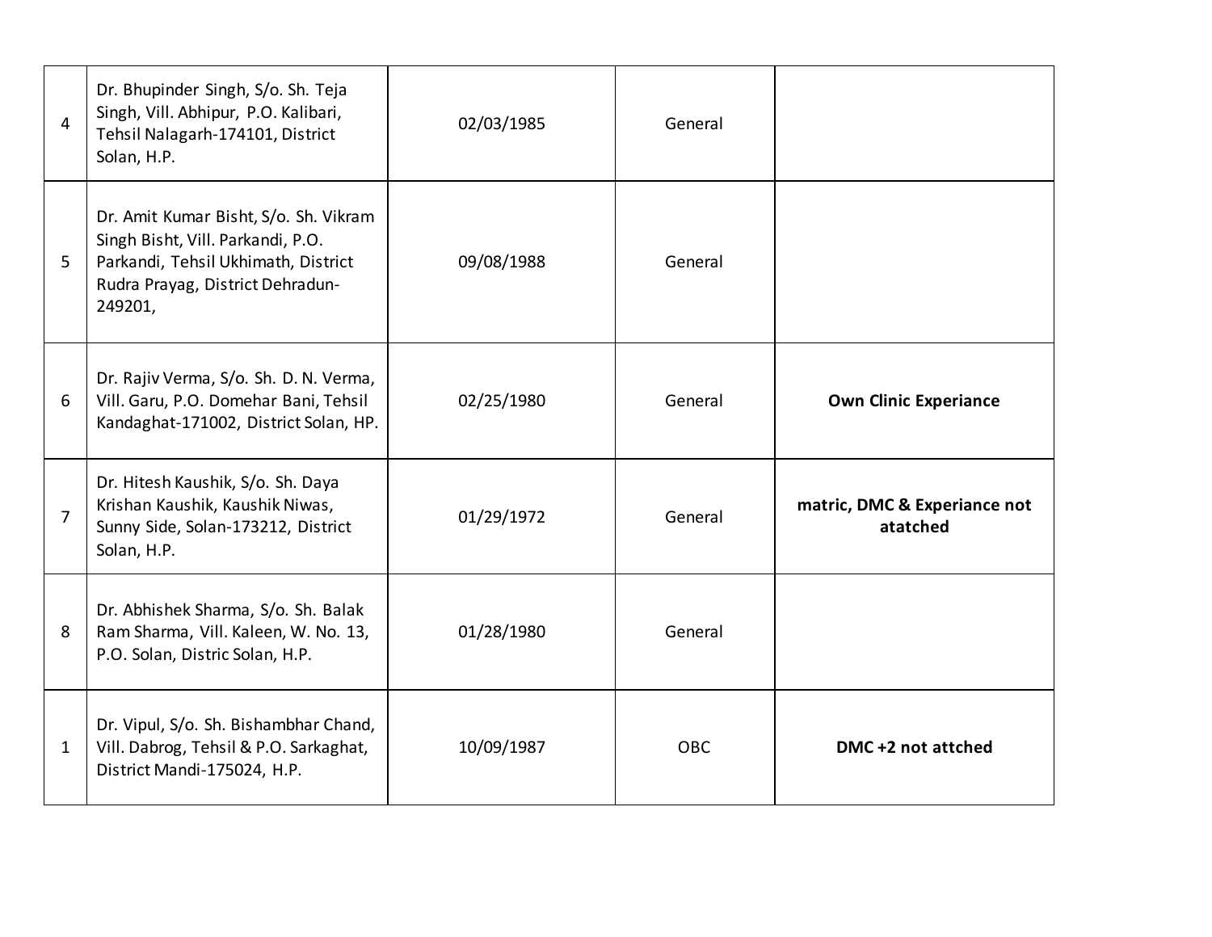| | | | | |
|---|---|---|---|---|
| 4 | Dr. Bhupinder Singh, S/o. Sh. Teja Singh, Vill. Abhipur, P.O. Kalibari, Tehsil Nalagarh-174101, District Solan, H.P. | 02/03/1985 | General | |
| 5 | Dr. Amit Kumar Bisht, S/o. Sh. Vikram Singh Bisht, Vill. Parkandi, P.O. Parkandi, Tehsil Ukhimath, District Rudra Prayag, District Dehradun-249201, | 09/08/1988 | General | |
| 6 | Dr. Rajiv Verma, S/o. Sh. D. N. Verma, Vill. Garu, P.O. Domehar Bani, Tehsil Kandaghat-171002, District Solan, HP. | 02/25/1980 | General | **Own Clinic Experiance** |
| 7 | Dr. Hitesh Kaushik, S/o. Sh. Daya Krishan Kaushik, Kaushik Niwas, Sunny Side, Solan-173212, District Solan, H.P. | 01/29/1972 | General | **matric, DMC & Experiance not atatched** |
| 8 | Dr. Abhishek Sharma, S/o. Sh. Balak Ram Sharma, Vill. Kaleen, W. No. 13, P.O. Solan, Distric Solan, H.P. | 01/28/1980 | General | |
| 1 | Dr. Vipul, S/o. Sh. Bishambhar Chand, Vill. Dabrog, Tehsil & P.O. Sarkaghat, District Mandi-175024, H.P. | 10/09/1987 | OBC | **DMC +2 not attched** |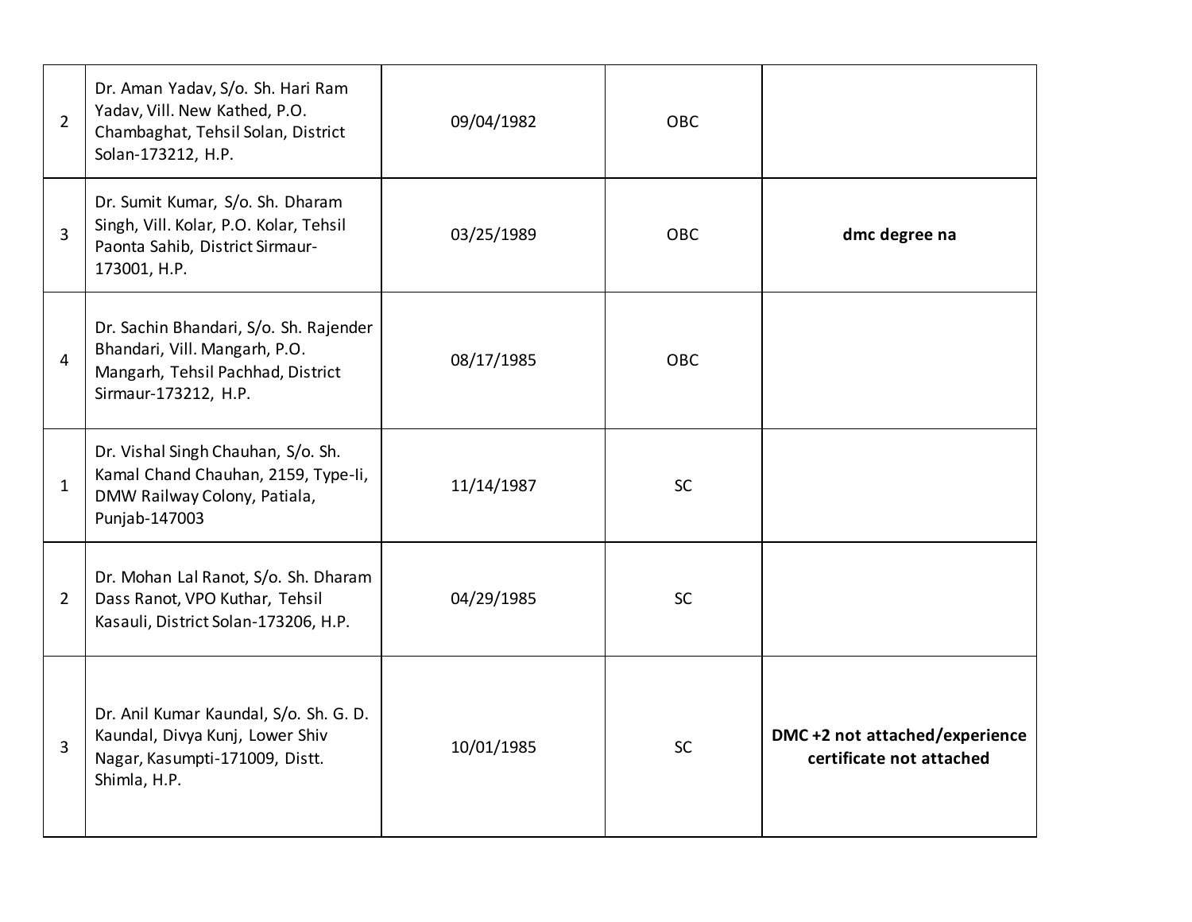| | | | | |
|---|---|---|---|---|
| 2 | Dr. Aman Yadav, S/o. Sh. Hari Ram Yadav, Vill. New Kathed, P.O. Chambaghat, Tehsil Solan, District Solan-173212, H.P. | 09/04/1982 | OBC | |
| 3 | Dr. Sumit Kumar, S/o. Sh. Dharam Singh, Vill. Kolar, P.O. Kolar, Tehsil Paonta Sahib, District Sirmaur-173001, H.P. | 03/25/1989 | OBC | **dmc degree na** |
| 4 | Dr. Sachin Bhandari, S/o. Sh. Rajender Bhandari, Vill. Mangarh, P.O. Mangarh, Tehsil Pachhad, District Sirmaur-173212, H.P. | 08/17/1985 | OBC | |
| 1 | Dr. Vishal Singh Chauhan, S/o. Sh. Kamal Chand Chauhan, 2159, Type-Ii, DMW Railway Colony, Patiala, Punjab-147003 | 11/14/1987 | SC | |
| 2 | Dr. Mohan Lal Ranot, S/o. Sh. Dharam Dass Ranot, VPO Kuthar, Tehsil Kasauli, District Solan-173206, H.P. | 04/29/1985 | SC | |
| 3 | Dr. Anil Kumar Kaundal, S/o. Sh. G. D. Kaundal, Divya Kunj, Lower Shiv Nagar, Kasumpti-171009, Distt. Shimla, H.P. | 10/01/1985 | SC | **DMC +2 not attached/experience certificate not attached** |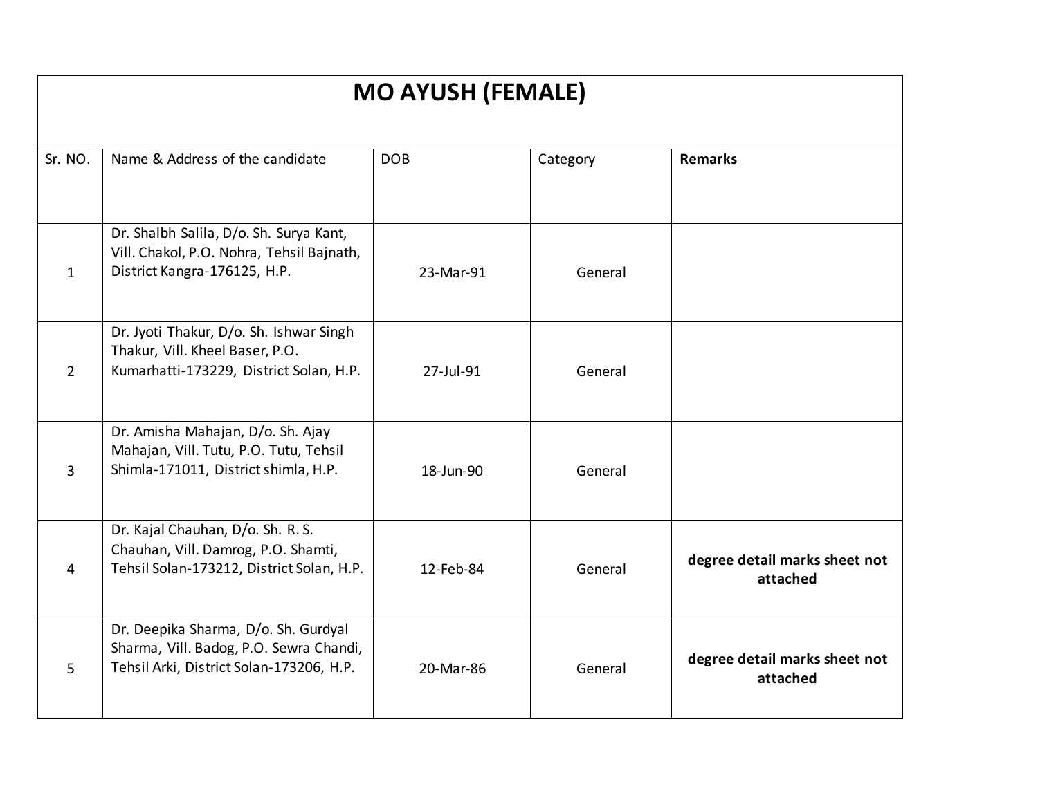| MO AYUSH (FEMALE) | | | | |
|---|---|---|---|---|
| Sr. NO. | Name & Address of the candidate | DOB | Category | **Remarks** |
| 1 | Dr. Shalbh Salila, D/o. Sh. Surya Kant, Vill. Chakol, P.O. Nohra, Tehsil Bajnath, District Kangra-176125, H.P. | 23-Mar-91 | General | |
| 2 | Dr. Jyoti Thakur, D/o. Sh. Ishwar Singh Thakur, Vill. Kheel Baser, P.O. Kumarhatti-173229, District Solan, H.P. | 27-Jul-91 | General | |
| 3 | Dr. Amisha Mahajan, D/o. Sh. Ajay Mahajan, Vill. Tutu, P.O. Tutu, Tehsil Shimla-171011, District shimla, H.P. | 18-Jun-90 | General | |
| 4 | Dr. Kajal Chauhan, D/o. Sh. R. S. Chauhan, Vill. Damrog, P.O. Shamti, Tehsil Solan-173212, District Solan, H.P. | 12-Feb-84 | General | **degree detail marks sheet not attached** |
| 5 | Dr. Deepika Sharma, D/o. Sh. Gurdyal Sharma, Vill. Badog, P.O. Sewra Chandi, Tehsil Arki, District Solan-173206, H.P. | 20-Mar-86 | General | **degree detail marks sheet not attached** |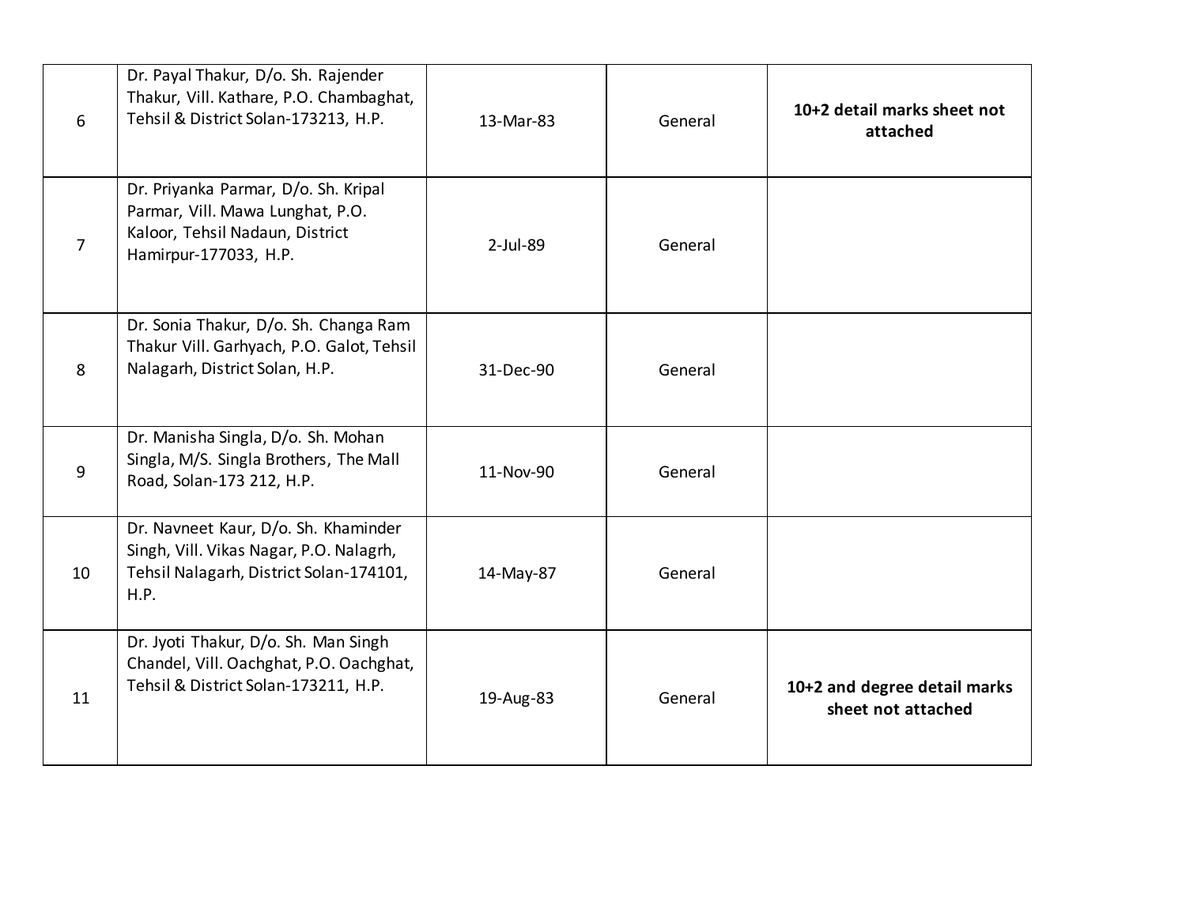| | | | | |
|---|---|---|---|---|
| 6 | Dr. Payal Thakur, D/o. Sh. Rajender Thakur, Vill. Kathare, P.O. Chambaghat, Tehsil & District Solan-173213, H.P. | 13-Mar-83 | General | **10+2 detail marks sheet not attached** |
| 7 | Dr. Priyanka Parmar, D/o. Sh. Kripal Parmar, Vill. Mawa Lunghat, P.O. Kaloor, Tehsil Nadaun, District Hamirpur-177033, H.P. | 2-Jul-89 | General | |
| 8 | Dr. Sonia Thakur, D/o. Sh. Changa Ram Thakur Vill. Garhyach, P.O. Galot, Tehsil Nalagarh, District Solan, H.P. | 31-Dec-90 | General | |
| 9 | Dr. Manisha Singla, D/o. Sh. Mohan Singla, M/S. Singla Brothers, The Mall Road, Solan-173 212, H.P. | 11-Nov-90 | General | |
| 10 | Dr. Navneet Kaur, D/o. Sh. Khaminder Singh, Vill. Vikas Nagar, P.O. Nalagrh, Tehsil Nalagarh, District Solan-174101, H.P. | 14-May-87 | General | |
| 11 | Dr. Jyoti Thakur, D/o. Sh. Man Singh Chandel, Vill. Oachghat, P.O. Oachghat, Tehsil & District Solan-173211, H.P. | 19-Aug-83 | General | **10+2 and degree detail marks sheet not attached** |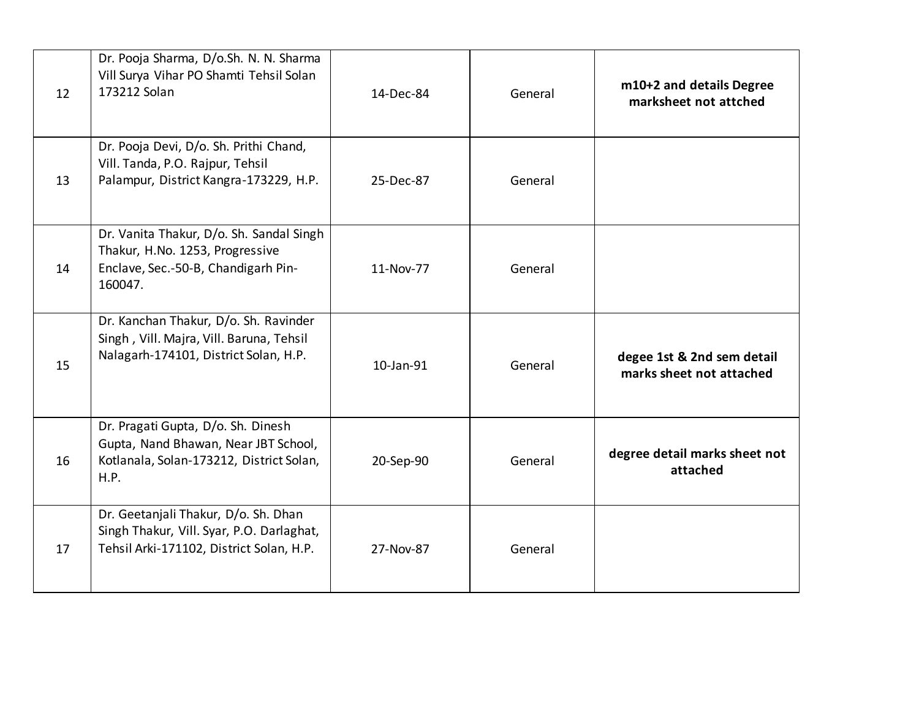| | | | | |
|---|---|---|---|---|
| 12 | Dr. Pooja Sharma, D/o.Sh. N. N. Sharma Vill Surya Vihar PO Shamti Tehsil Solan 173212 Solan | 14-Dec-84 | General | **m10+2 and details Degree marksheet not attched** |
| 13 | Dr. Pooja Devi, D/o. Sh. Prithi Chand, Vill. Tanda, P.O. Rajpur, Tehsil Palampur, District Kangra-173229, H.P. | 25-Dec-87 | General | |
| 14 | Dr. Vanita Thakur, D/o. Sh. Sandal Singh Thakur, H.No. 1253, Progressive Enclave, Sec.-50-B, Chandigarh Pin-160047. | 11-Nov-77 | General | |
| 15 | Dr. Kanchan Thakur, D/o. Sh. Ravinder Singh , Vill. Majra, Vill. Baruna, Tehsil Nalagarh-174101, District Solan, H.P. | 10-Jan-91 | General | **degee 1st & 2nd sem detail marks sheet not attached** |
| 16 | Dr. Pragati Gupta, D/o. Sh. Dinesh Gupta, Nand Bhawan, Near JBT School, Kotlanala, Solan-173212, District Solan, H.P. | 20-Sep-90 | General | **degree detail marks sheet not attached** |
| 17 | Dr. Geetanjali Thakur, D/o. Sh. Dhan Singh Thakur, Vill. Syar, P.O. Darlaghat, Tehsil Arki-171102, District Solan, H.P. | 27-Nov-87 | General | |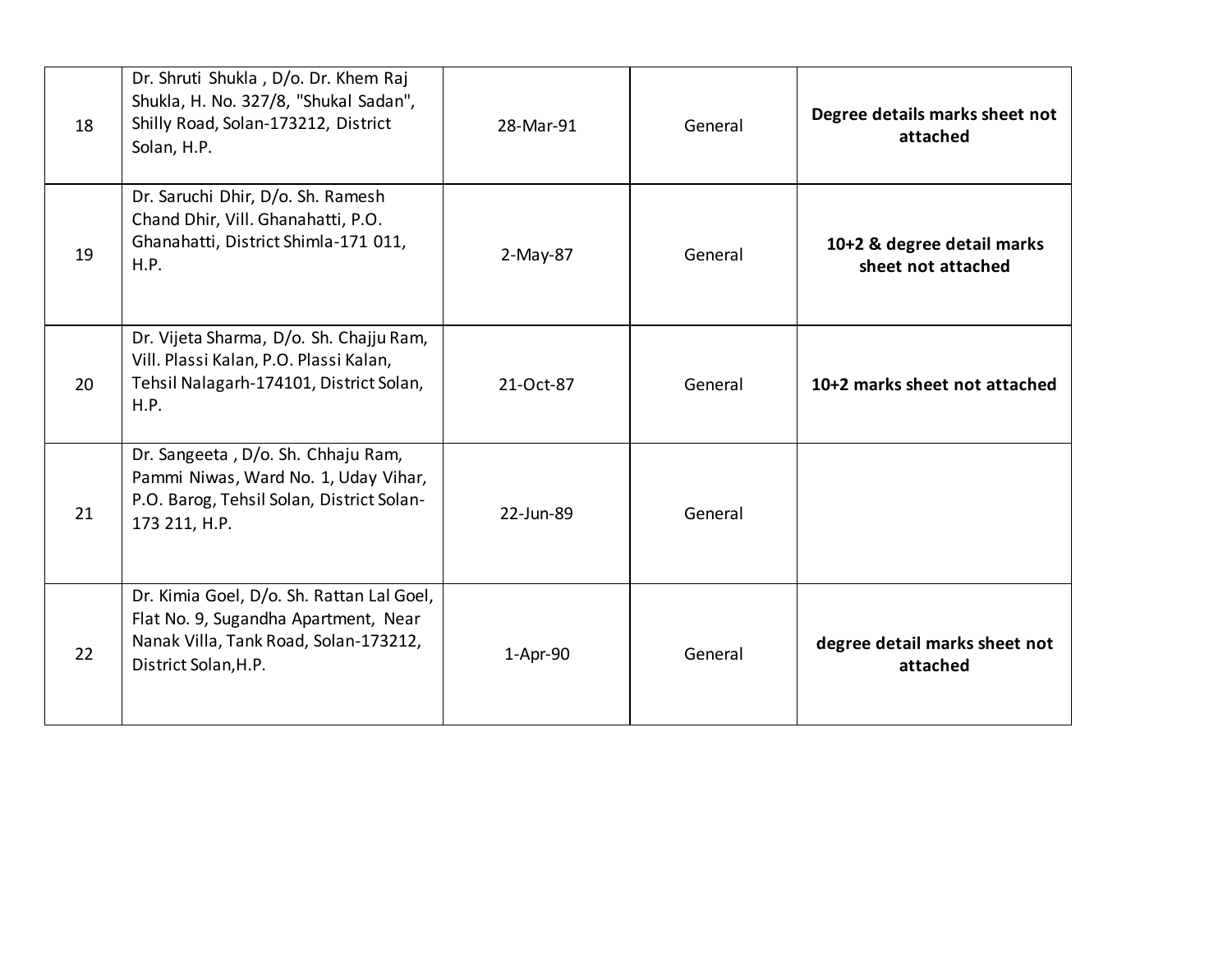| 18 | Dr. Shruti Shukla , D/o. Dr. Khem Raj Shukla, H. No. 327/8, "Shukal Sadan", Shilly Road, Solan-173212, District Solan, H.P. | 28-Mar-91 | General | **Degree details marks sheet not attached** |
|---|---|---|---|---|
| 19 | Dr. Saruchi Dhir, D/o. Sh. Ramesh Chand Dhir, Vill. Ghanahatti, P.O. Ghanahatti, District Shimla-171 011, H.P. | 2-May-87 | General | **10+2 & degree detail marks sheet not attached** |
| 20 | Dr. Vijeta Sharma, D/o. Sh. Chajju Ram, Vill. Plassi Kalan, P.O. Plassi Kalan, Tehsil Nalagarh-174101, District Solan, H.P. | 21-Oct-87 | General | **10+2 marks sheet not attached** |
| 21 | Dr. Sangeeta , D/o. Sh. Chhaju Ram, Pammi Niwas, Ward No. 1, Uday Vihar, P.O. Barog, Tehsil Solan, District Solan-173 211, H.P. | 22-Jun-89 | General | |
| 22 | Dr. Kimia Goel, D/o. Sh. Rattan Lal Goel, Flat No. 9, Sugandha Apartment, Near Nanak Villa, Tank Road, Solan-173212, District Solan,H.P. | 1-Apr-90 | General | **degree detail marks sheet not attached** |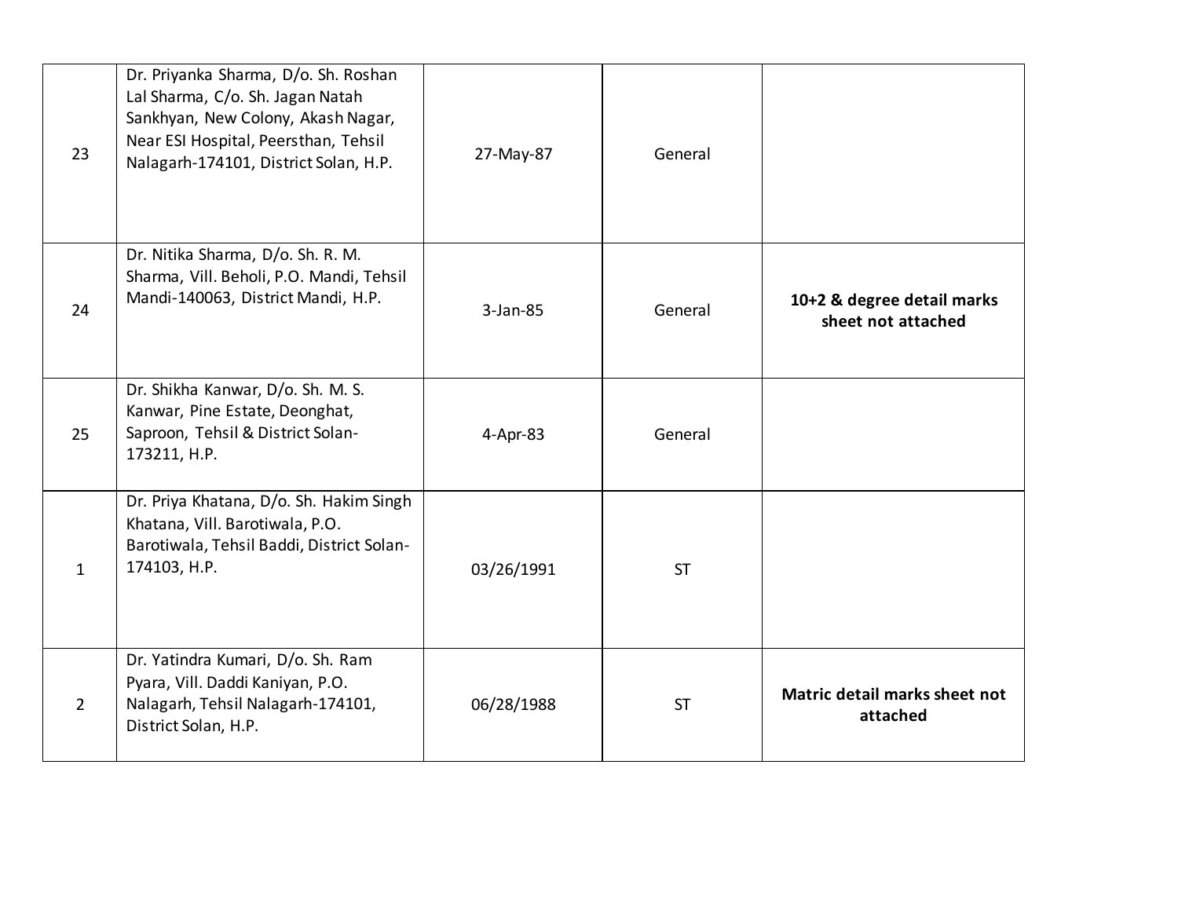| | | | | |
|---|---|---|---|---|
| 23 | Dr. Priyanka Sharma, D/o. Sh. Roshan Lal Sharma, C/o. Sh. Jagan Natah Sankhyan, New Colony, Akash Nagar, Near ESI Hospital, Peersthan, Tehsil Nalagarh-174101, District Solan, H.P. | 27-May-87 | General | |
| 24 | Dr. Nitika Sharma, D/o. Sh. R. M. Sharma, Vill. Beholi, P.O. Mandi, Tehsil Mandi-140063, District Mandi, H.P. | 3-Jan-85 | General | **10+2 & degree detail marks sheet not attached** |
| 25 | Dr. Shikha Kanwar, D/o. Sh. M. S. Kanwar, Pine Estate, Deonghat, Saproon, Tehsil & District Solan-173211, H.P. | 4-Apr-83 | General | |
| 1 | Dr. Priya Khatana, D/o. Sh. Hakim Singh Khatana, Vill. Barotiwala, P.O. Barotiwala, Tehsil Baddi, District Solan-174103, H.P. | 03/26/1991 | ST | |
| 2 | Dr. Yatindra Kumari, D/o. Sh. Ram Pyara, Vill. Daddi Kaniyan, P.O. Nalagarh, Tehsil Nalagarh-174101, District Solan, H.P. | 06/28/1988 | ST | **Matric detail marks sheet not attached** |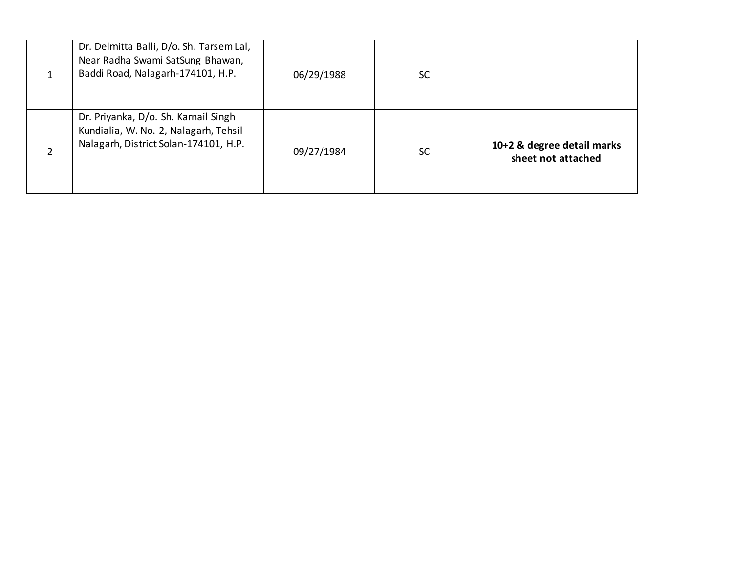| | | | | |
|---|---|---|---|---|
| 1 | Dr. Delmitta Balli, D/o. Sh. Tarsem Lal, Near Radha Swami SatSung Bhawan, Baddi Road, Nalagarh-174101, H.P. | 06/29/1988 | SC | |
| 2 | Dr. Priyanka, D/o. Sh. Karnail Singh Kundialia, W. No. 2, Nalagarh, Tehsil Nalagarh, District Solan-174101, H.P. | 09/27/1984 | SC | **10+2 & degree detail marks sheet not attached** |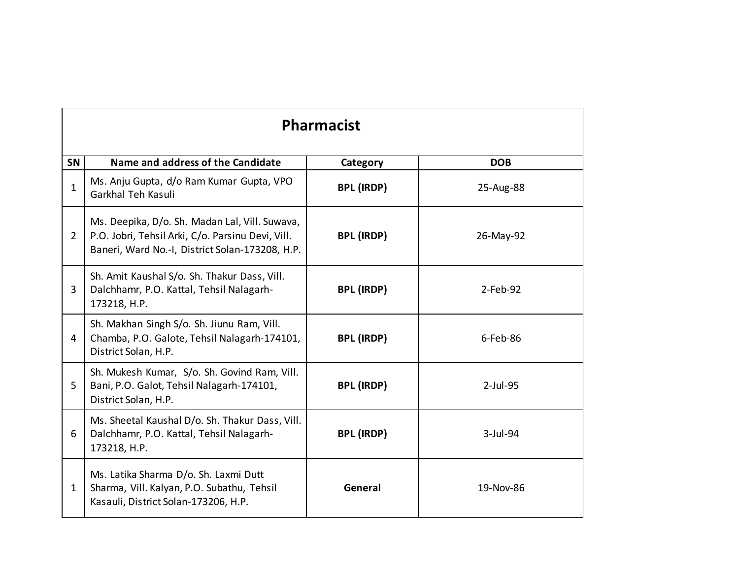| Pharmacist | | | |
|---|---|---|---|
| **SN** | **Name and address of the Candidate** | **Category** | **DOB** |
| 1 | Ms. Anju Gupta, d/o Ram Kumar Gupta, VPO Garkhal Teh Kasuli | **BPL (IRDP)** | 25-Aug-88 |
| 2 | Ms. Deepika, D/o. Sh. Madan Lal, Vill. Suwava, P.O. Jobri, Tehsil Arki, C/o. Parsinu Devi, Vill. Baneri, Ward No.-I, District Solan-173208, H.P. | **BPL (IRDP)** | 26-May-92 |
| 3 | Sh. Amit Kaushal S/o. Sh. Thakur Dass, Vill. Dalchhamr, P.O. Kattal, Tehsil Nalagarh-173218, H.P. | **BPL (IRDP)** | 2-Feb-92 |
| 4 | Sh. Makhan Singh S/o. Sh. Jiunu Ram, Vill. Chamba, P.O. Galote, Tehsil Nalagarh-174101, District Solan, H.P. | **BPL (IRDP)** | 6-Feb-86 |
| 5 | Sh. Mukesh Kumar, S/o. Sh. Govind Ram, Vill. Bani, P.O. Galot, Tehsil Nalagarh-174101, District Solan, H.P. | **BPL (IRDP)** | 2-Jul-95 |
| 6 | Ms. Sheetal Kaushal D/o. Sh. Thakur Dass, Vill. Dalchhamr, P.O. Kattal, Tehsil Nalagarh-173218, H.P. | **BPL (IRDP)** | 3-Jul-94 |
| 1 | Ms. Latika Sharma D/o. Sh. Laxmi Dutt Sharma, Vill. Kalyan, P.O. Subathu, Tehsil Kasauli, District Solan-173206, H.P. | **General** | 19-Nov-86 |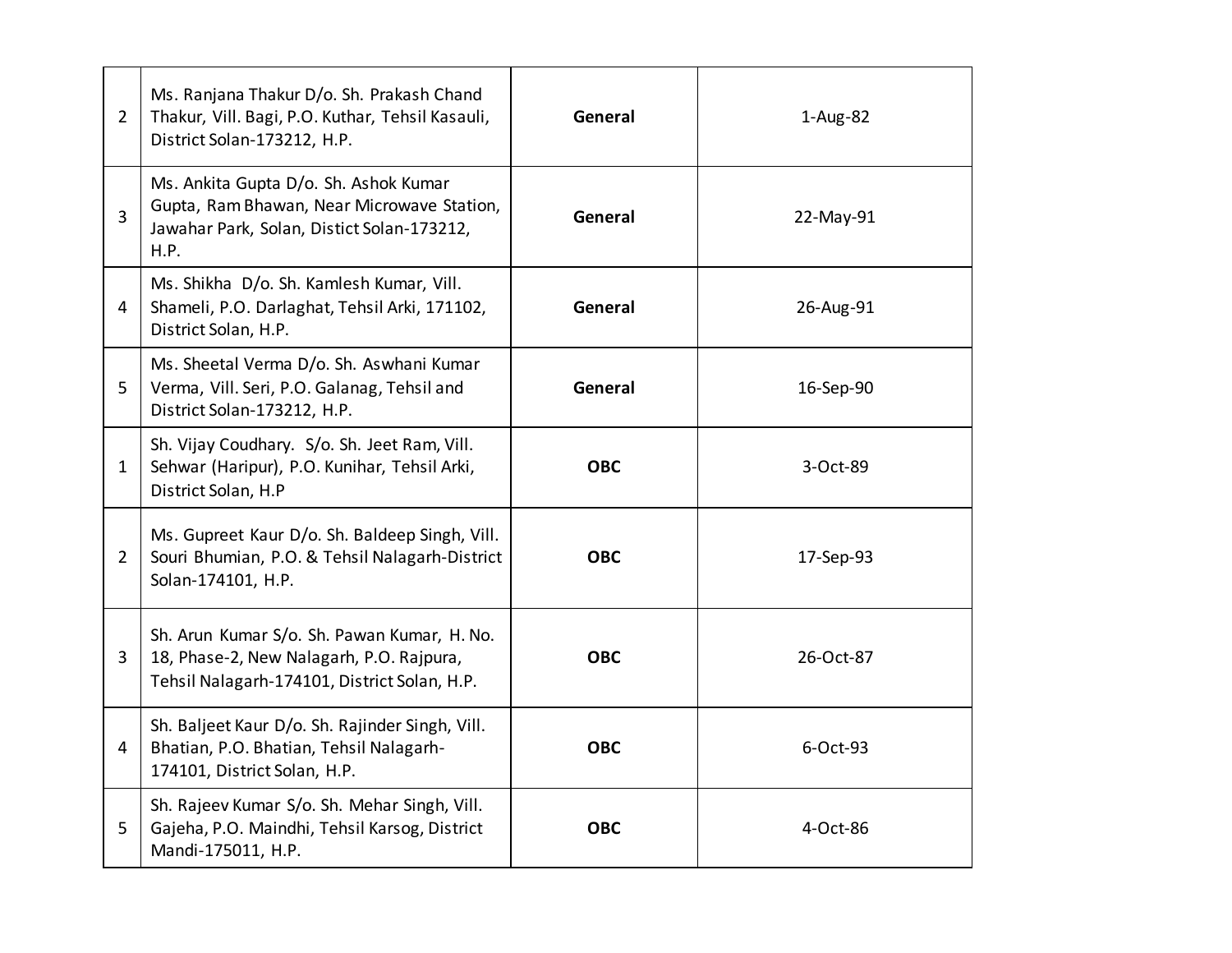| | | | |
|---|---|---|---|
| 2 | Ms. Ranjana Thakur D/o. Sh. Prakash Chand Thakur, Vill. Bagi, P.O. Kuthar, Tehsil Kasauli, District Solan-173212, H.P. | **General** | 1-Aug-82 |
| 3 | Ms. Ankita Gupta D/o. Sh. Ashok Kumar Gupta, Ram Bhawan, Near Microwave Station, Jawahar Park, Solan, Distict Solan-173212, H.P. | **General** | 22-May-91 |
| 4 | Ms. Shikha D/o. Sh. Kamlesh Kumar, Vill. Shameli, P.O. Darlaghat, Tehsil Arki, 171102, District Solan, H.P. | **General** | 26-Aug-91 |
| 5 | Ms. Sheetal Verma D/o. Sh. Aswhani Kumar Verma, Vill. Seri, P.O. Galanag, Tehsil and District Solan-173212, H.P. | **General** | 16-Sep-90 |
| 1 | Sh. Vijay Coudhary. S/o. Sh. Jeet Ram, Vill. Sehwar (Haripur), P.O. Kunihar, Tehsil Arki, District Solan, H.P | **OBC** | 3-Oct-89 |
| 2 | Ms. Gupreet Kaur D/o. Sh. Baldeep Singh, Vill. Souri Bhumian, P.O. & Tehsil Nalagarh-District Solan-174101, H.P. | **OBC** | 17-Sep-93 |
| 3 | Sh. Arun Kumar S/o. Sh. Pawan Kumar, H. No. 18, Phase-2, New Nalagarh, P.O. Rajpura, Tehsil Nalagarh-174101, District Solan, H.P. | **OBC** | 26-Oct-87 |
| 4 | Sh. Baljeet Kaur D/o. Sh. Rajinder Singh, Vill. Bhatian, P.O. Bhatian, Tehsil Nalagarh-174101, District Solan, H.P. | **OBC** | 6-Oct-93 |
| 5 | Sh. Rajeev Kumar S/o. Sh. Mehar Singh, Vill. Gajeha, P.O. Maindhi, Tehsil Karsog, District Mandi-175011, H.P. | **OBC** | 4-Oct-86 |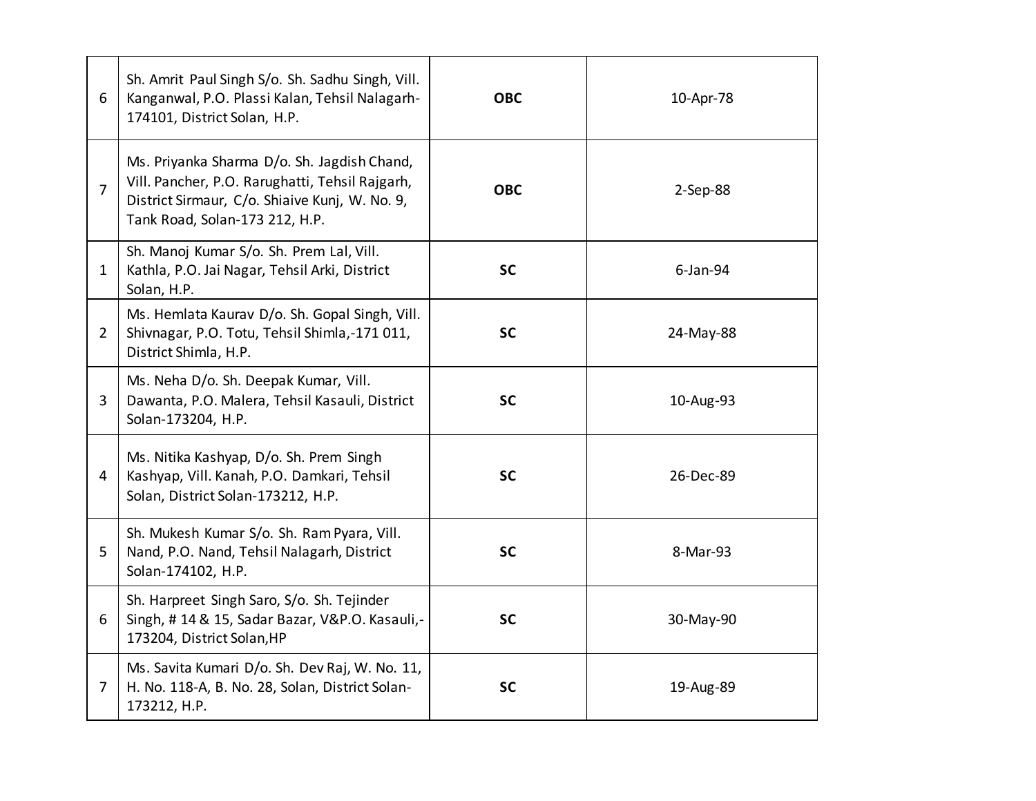| | | | |
|---|---|---|---|
| 6 | Sh. Amrit Paul Singh S/o. Sh. Sadhu Singh, Vill. Kanganwal, P.O. Plassi Kalan, Tehsil Nalagarh-174101, District Solan, H.P. | **OBC** | 10-Apr-78 |
| 7 | Ms. Priyanka Sharma D/o. Sh. Jagdish Chand, Vill. Pancher, P.O. Rarughatti, Tehsil Rajgarh, District Sirmaur, C/o. Shiaive Kunj, W. No. 9, Tank Road, Solan-173 212, H.P. | **OBC** | 2-Sep-88 |
| 1 | Sh. Manoj Kumar S/o. Sh. Prem Lal, Vill. Kathla, P.O. Jai Nagar, Tehsil Arki, District Solan, H.P. | **SC** | 6-Jan-94 |
| 2 | Ms. Hemlata Kaurav D/o. Sh. Gopal Singh, Vill. Shivnagar, P.O. Totu, Tehsil Shimla,-171 011, District Shimla, H.P. | **SC** | 24-May-88 |
| 3 | Ms. Neha D/o. Sh. Deepak Kumar, Vill. Dawanta, P.O. Malera, Tehsil Kasauli, District Solan-173204, H.P. | **SC** | 10-Aug-93 |
| 4 | Ms. Nitika Kashyap, D/o. Sh. Prem Singh Kashyap, Vill. Kanah, P.O. Damkari, Tehsil Solan, District Solan-173212, H.P. | **SC** | 26-Dec-89 |
| 5 | Sh. Mukesh Kumar S/o. Sh. Ram Pyara, Vill. Nand, P.O. Nand, Tehsil Nalagarh, District Solan-174102, H.P. | **SC** | 8-Mar-93 |
| 6 | Sh. Harpreet Singh Saro, S/o. Sh. Tejinder Singh, # 14 & 15, Sadar Bazar, V&P.O. Kasauli,-173204, District Solan,HP | **SC** | 30-May-90 |
| 7 | Ms. Savita Kumari D/o. Sh. Dev Raj, W. No. 11, H. No. 118-A, B. No. 28, Solan, District Solan-173212, H.P. | **SC** | 19-Aug-89 |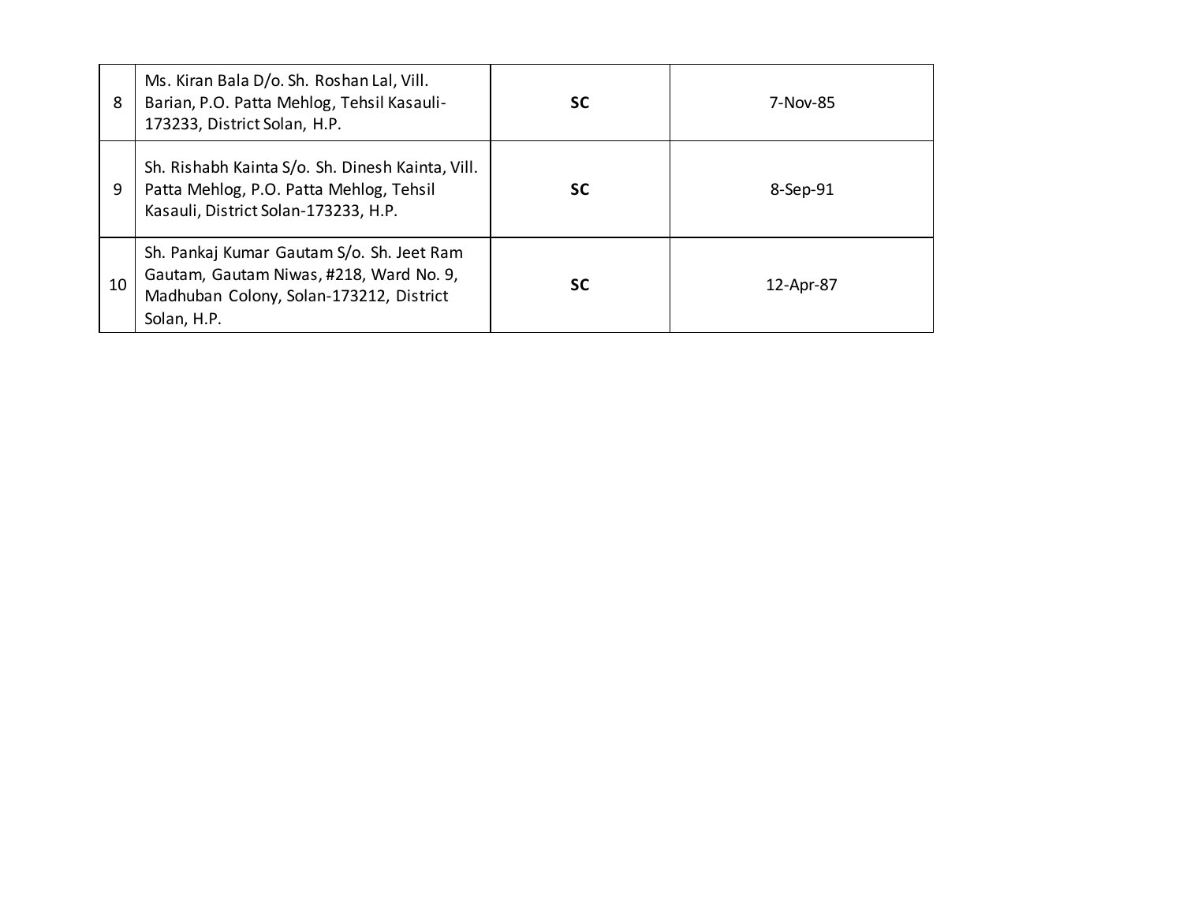| | | | |
|---|---|---|---|
| 8 | Ms. Kiran Bala D/o. Sh. Roshan Lal, Vill. Barian, P.O. Patta Mehlog, Tehsil Kasauli-173233, District Solan, H.P. | **SC** | 7-Nov-85 |
| 9 | Sh. Rishabh Kainta S/o. Sh. Dinesh Kainta, Vill. Patta Mehlog, P.O. Patta Mehlog, Tehsil Kasauli, District Solan-173233, H.P. | **SC** | 8-Sep-91 |
| 10 | Sh. Pankaj Kumar Gautam S/o. Sh. Jeet Ram Gautam, Gautam Niwas, #218, Ward No. 9, Madhuban Colony, Solan-173212, District Solan, H.P. | **SC** | 12-Apr-87 |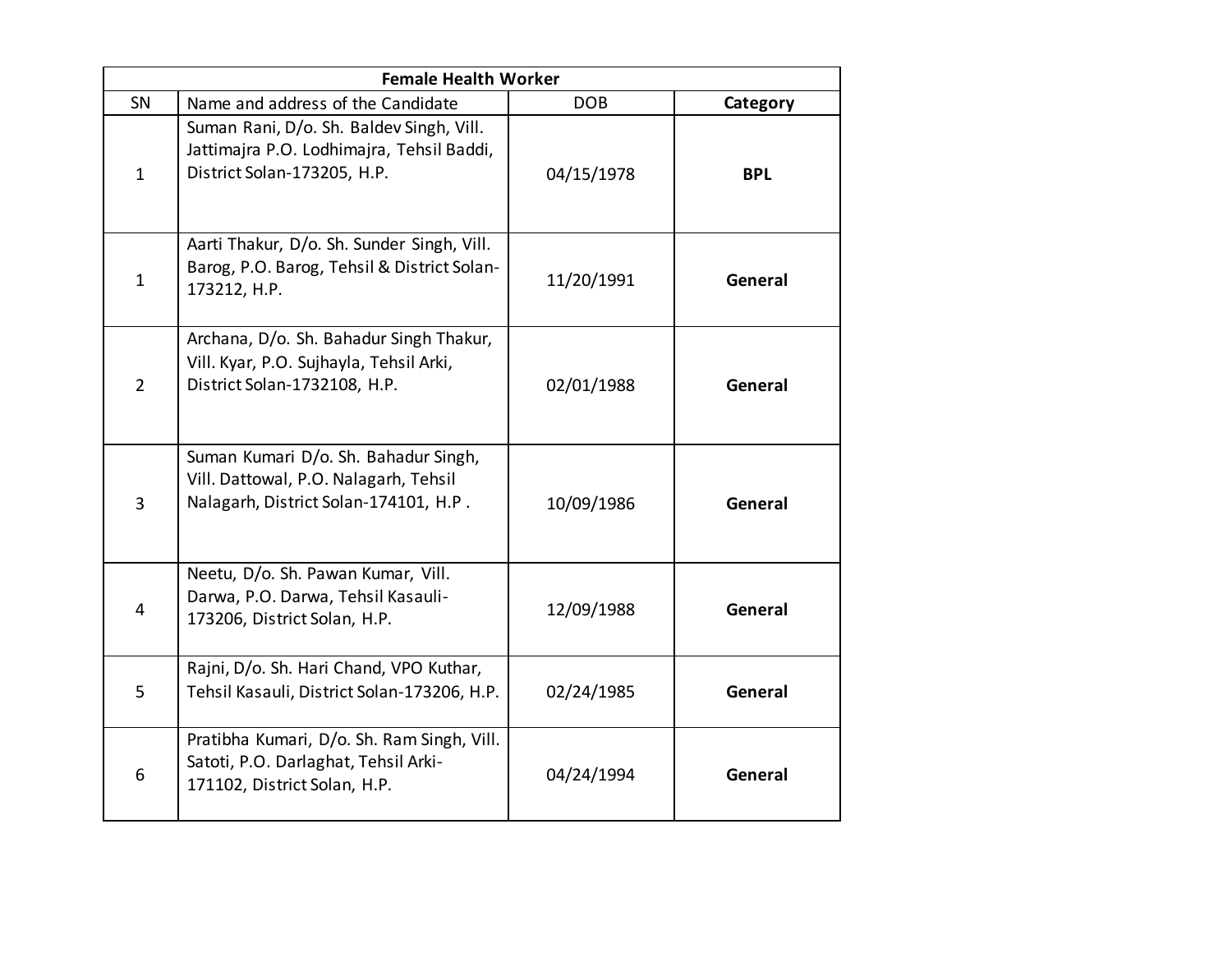| Female Health Worker | | | |
|---|---|---|---|
| SN | Name and address of the Candidate | DOB | **Category** |
| 1 | Suman Rani, D/o. Sh. Baldev Singh, Vill. Jattimajra P.O. Lodhimajra, Tehsil Baddi, District Solan-173205, H.P. | 04/15/1978 | **BPL** |
| 1 | Aarti Thakur, D/o. Sh. Sunder Singh, Vill. Barog, P.O. Barog, Tehsil & District Solan-173212, H.P. | 11/20/1991 | **General** |
| 2 | Archana, D/o. Sh. Bahadur Singh Thakur, Vill. Kyar, P.O. Sujhayla, Tehsil Arki, District Solan-1732108, H.P. | 02/01/1988 | **General** |
| 3 | Suman Kumari D/o. Sh. Bahadur Singh, Vill. Dattowal, P.O. Nalagarh, Tehsil Nalagarh, District Solan-174101, H.P . | 10/09/1986 | **General** |
| 4 | Neetu, D/o. Sh. Pawan Kumar, Vill. Darwa, P.O. Darwa, Tehsil Kasauli-173206, District Solan, H.P. | 12/09/1988 | **General** |
| 5 | Rajni, D/o. Sh. Hari Chand, VPO Kuthar, Tehsil Kasauli, District Solan-173206, H.P. | 02/24/1985 | **General** |
| 6 | Pratibha Kumari, D/o. Sh. Ram Singh, Vill. Satoti, P.O. Darlaghat, Tehsil Arki-171102, District Solan, H.P. | 04/24/1994 | **General** |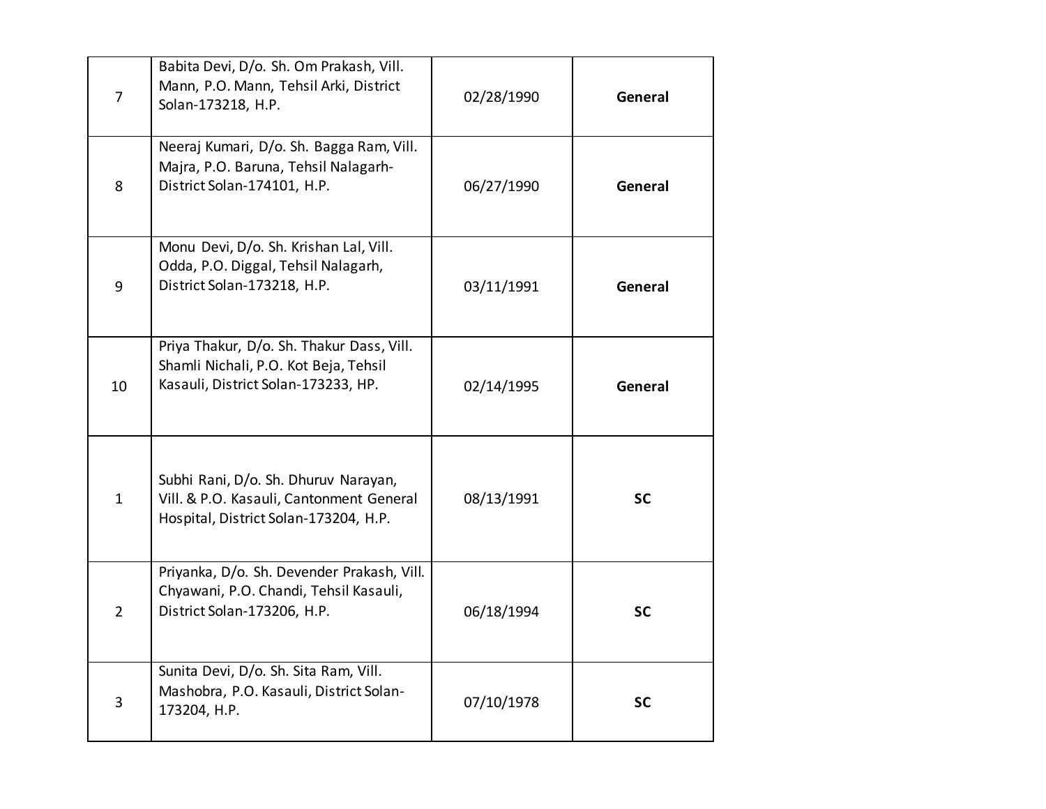| | | | |
|---|---|---|---|
| 7 | Babita Devi, D/o. Sh. Om Prakash, Vill. Mann, P.O. Mann, Tehsil Arki, District Solan-173218, H.P. | 02/28/1990 | **General** |
| 8 | Neeraj Kumari, D/o. Sh. Bagga Ram, Vill. Majra, P.O. Baruna, Tehsil Nalagarh-District Solan-174101, H.P. | 06/27/1990 | **General** |
| 9 | Monu Devi, D/o. Sh. Krishan Lal, Vill. Odda, P.O. Diggal, Tehsil Nalagarh, District Solan-173218, H.P. | 03/11/1991 | **General** |
| 10 | Priya Thakur, D/o. Sh. Thakur Dass, Vill. Shamli Nichali, P.O. Kot Beja, Tehsil Kasauli, District Solan-173233, HP. | 02/14/1995 | **General** |
| 1 | Subhi Rani, D/o. Sh. Dhuruv Narayan, Vill. & P.O. Kasauli, Cantonment General Hospital, District Solan-173204, H.P. | 08/13/1991 | **SC** |
| 2 | Priyanka, D/o. Sh. Devender Prakash, Vill. Chyawani, P.O. Chandi, Tehsil Kasauli, District Solan-173206, H.P. | 06/18/1994 | **SC** |
| 3 | Sunita Devi, D/o. Sh. Sita Ram, Vill. Mashobra, P.O. Kasauli, District Solan-173204, H.P. | 07/10/1978 | **SC** |